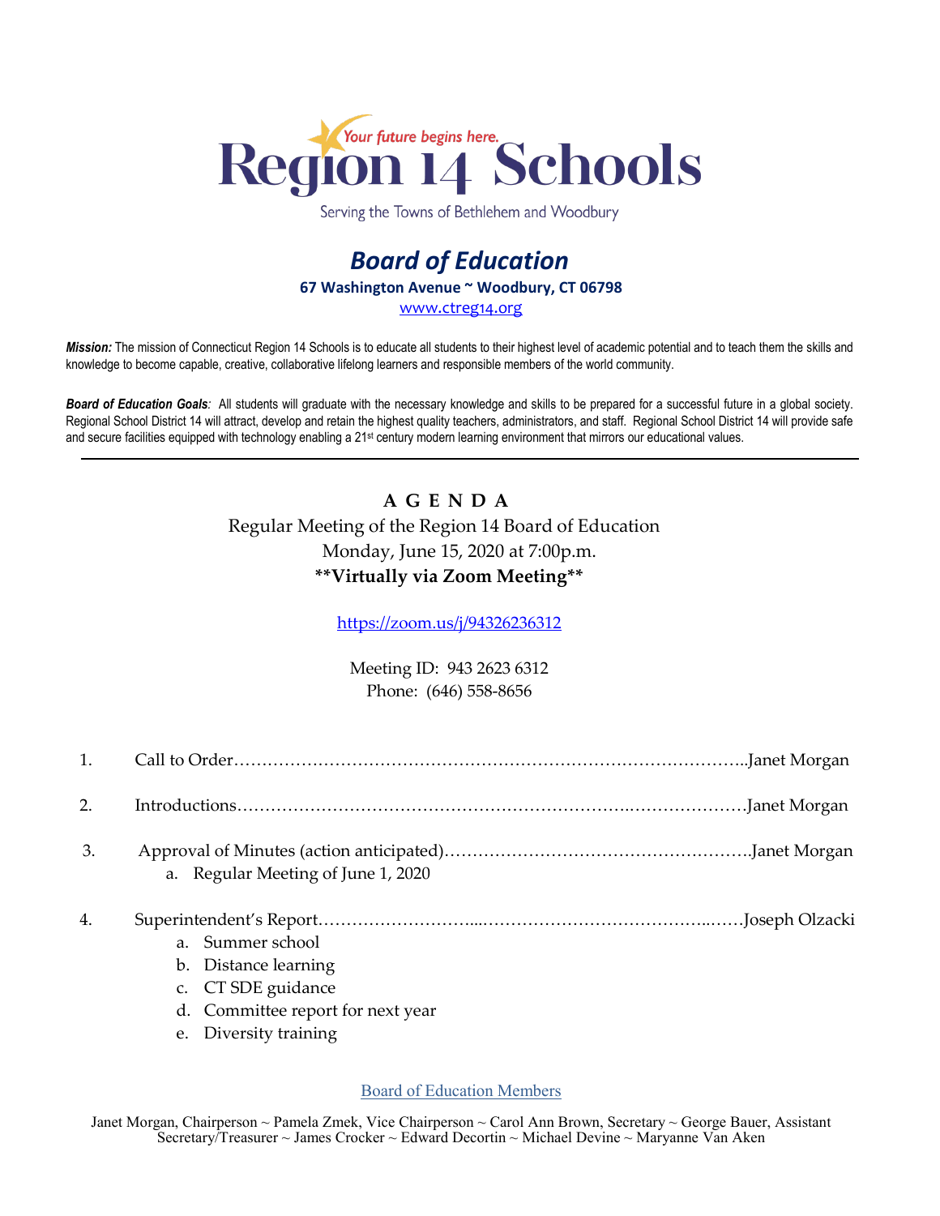# Region 14 Schools

*Your future begins here.*

Serving the Towns of Bethlehem and Woodbury

## *Board of Education*

**67 Washington Avenue ~ Woodbury, CT 06798**

www.ctreg14.org

***Mission:*** The mission of Connecticut Region 14 Schools is to educate all students to their highest level of academic potential and to teach them the skills and knowledge to become capable, creative, collaborative lifelong learners and responsible members of the world community.

***Board of Education Goals**:* All students will graduate with the necessary knowledge and skills to be prepared for a successful future in a global society. Regional School District 14 will attract, develop and retain the highest quality teachers, administrators, and staff. Regional School District 14 will provide safe and secure facilities equipped with technology enabling a 21st century modern learning environment that mirrors our educational values.

---

**A G E N D A**

Regular Meeting of the Region 14 Board of Education

Monday, June 15, 2020 at 7:00p.m.

****Virtually via Zoom Meeting****

https://zoom.us/j/94326236312

Meeting ID: 943 2623 6312

Phone: (646) 558-8656

1. Call to Order……………………………………………………………………………..Janet Morgan
2. Introductions……………………………………………………………………………Janet Morgan
3. Approval of Minutes (action anticipated)……………………………………………….Janet Morgan
   a. Regular Meeting of June 1, 2020
4. Superintendent's Report………………………...…………………………………..……Joseph Olzacki
   a. Summer school
   b. Distance learning
   c. CT SDE guidance
   d. Committee report for next year
   e. Diversity training

Board of Education Members

Janet Morgan, Chairperson ~ Pamela Zmek, Vice Chairperson ~ Carol Ann Brown, Secretary ~ George Bauer, Assistant Secretary/Treasurer ~ James Crocker ~ Edward Decortin ~ Michael Devine ~ Maryanne Van Aken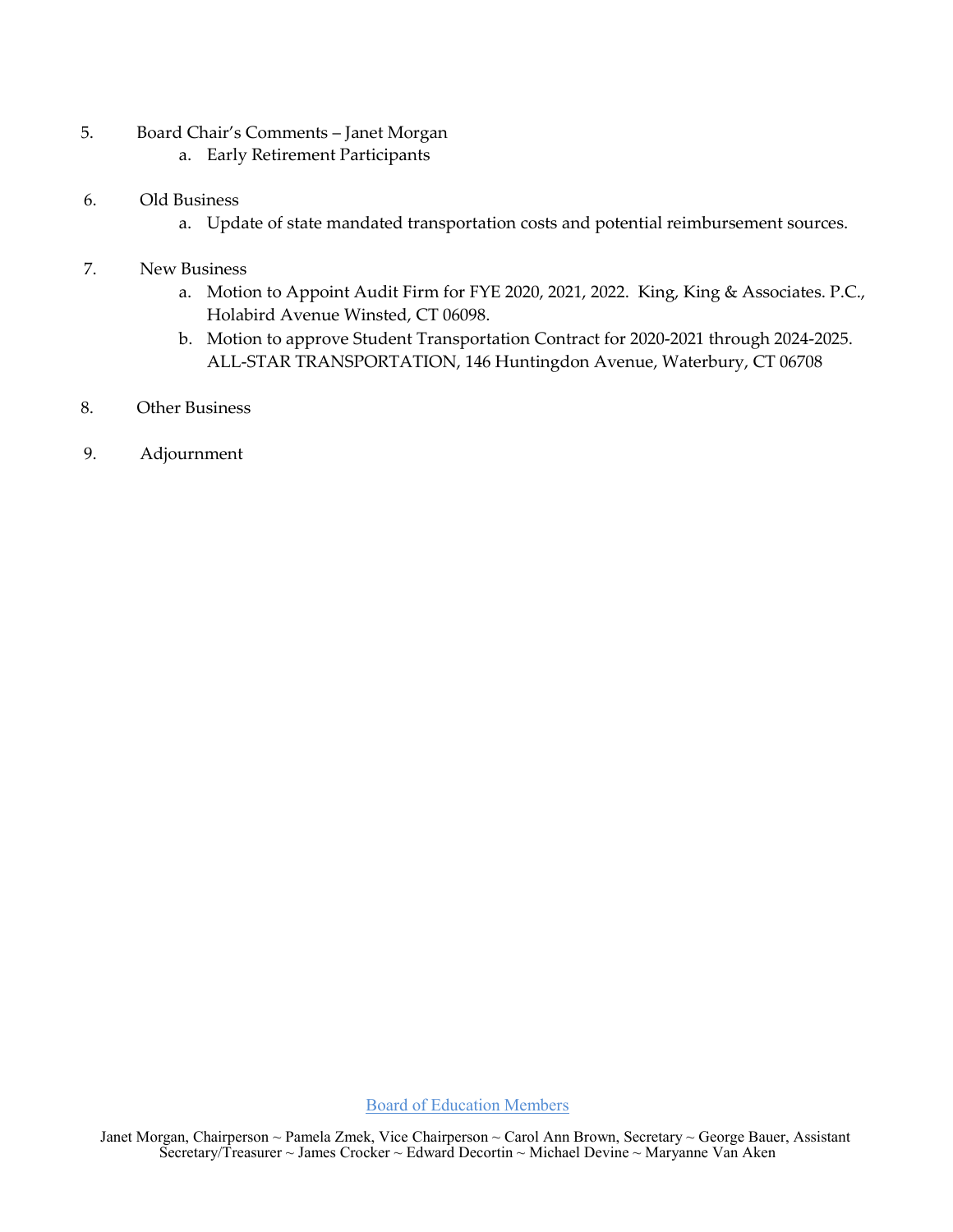5. Board Chair's Comments – Janet Morgan
    a. Early Retirement Participants

6. Old Business
    a. Update of state mandated transportation costs and potential reimbursement sources.

7. New Business
    a. Motion to Appoint Audit Firm for FYE 2020, 2021, 2022. King, King & Associates. P.C., Holabird Avenue Winsted, CT 06098.
    b. Motion to approve Student Transportation Contract for 2020-2021 through 2024-2025. ALL-STAR TRANSPORTATION, 146 Huntingdon Avenue, Waterbury, CT 06708

8. Other Business

9. Adjournment

Board of Education Members

Janet Morgan, Chairperson ~ Pamela Zmek, Vice Chairperson ~ Carol Ann Brown, Secretary ~ George Bauer, Assistant Secretary/Treasurer ~ James Crocker ~ Edward Decortin ~ Michael Devine ~ Maryanne Van Aken